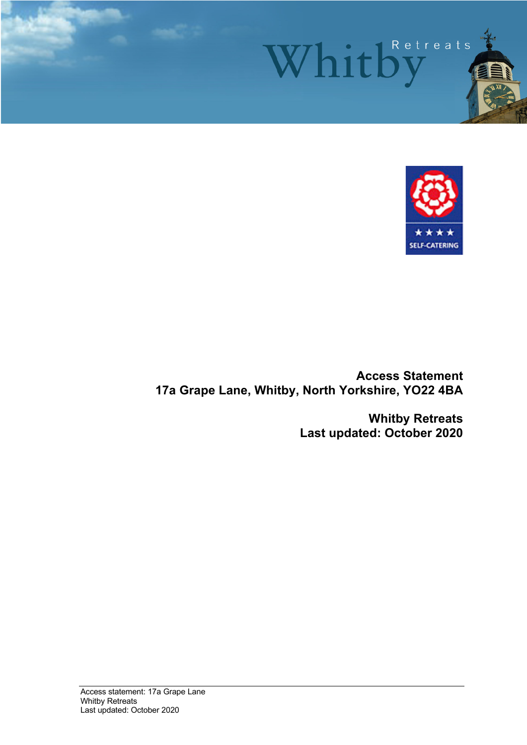# Access Statement

## 17a Grape Lane, Whitby, North Yorkshire, YO22 4BA

**Whitby Retreats**

**Last updated: October 2020**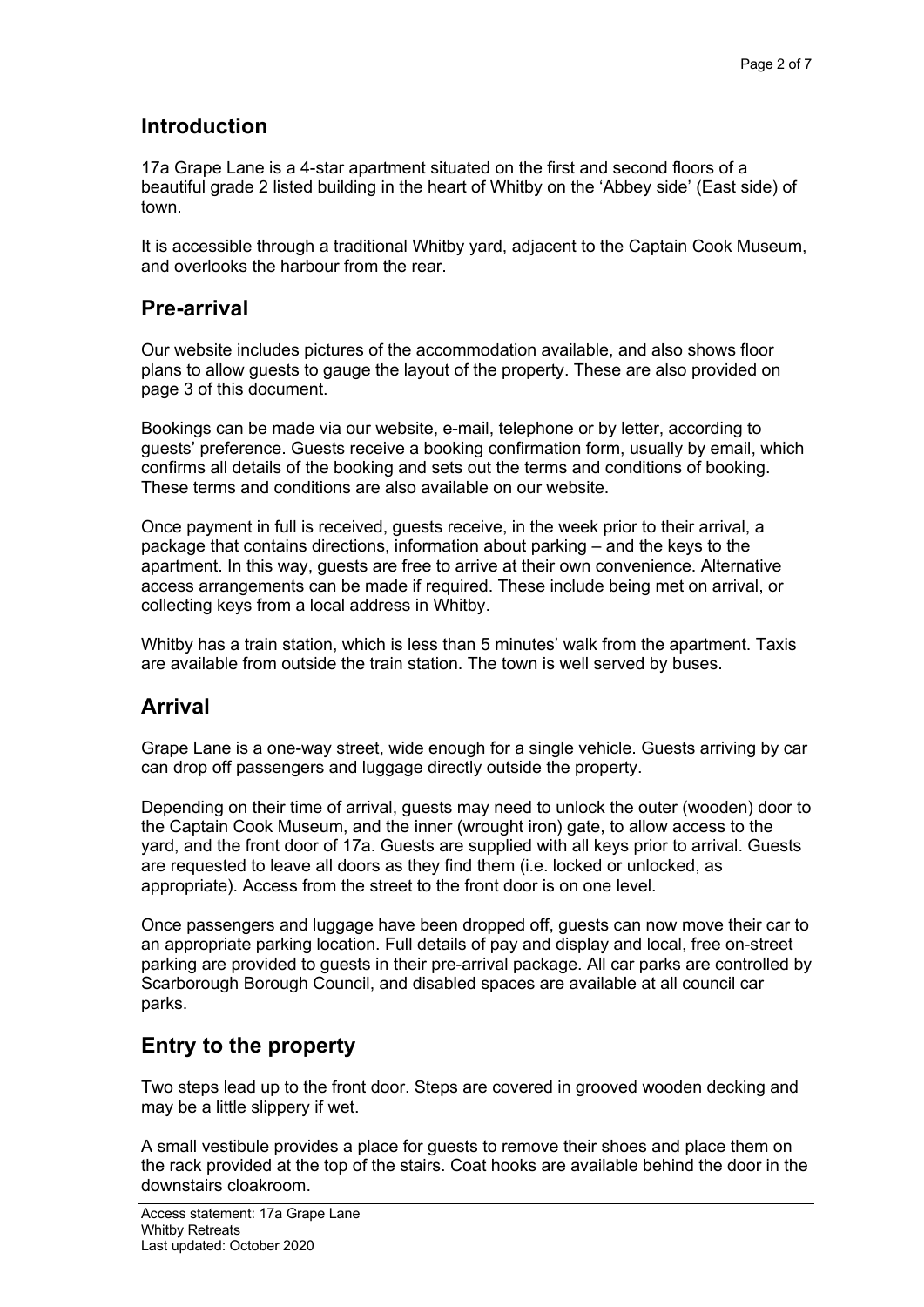## Introduction

17a Grape Lane is a 4-star apartment situated on the first and second floors of a beautiful grade 2 listed building in the heart of Whitby on the 'Abbey side' (East side) of town.

It is accessible through a traditional Whitby yard, adjacent to the Captain Cook Museum, and overlooks the harbour from the rear.

## Pre-arrival

Our website includes pictures of the accommodation available, and also shows floor plans to allow guests to gauge the layout of the property. These are also provided on page 3 of this document.

Bookings can be made via our website, e-mail, telephone or by letter, according to guests' preference. Guests receive a booking confirmation form, usually by email, which confirms all details of the booking and sets out the terms and conditions of booking. These terms and conditions are also available on our website.

Once payment in full is received, guests receive, in the week prior to their arrival, a package that contains directions, information about parking – and the keys to the apartment. In this way, guests are free to arrive at their own convenience. Alternative access arrangements can be made if required. These include being met on arrival, or collecting keys from a local address in Whitby.

Whitby has a train station, which is less than 5 minutes' walk from the apartment. Taxis are available from outside the train station. The town is well served by buses.

## Arrival

Grape Lane is a one-way street, wide enough for a single vehicle. Guests arriving by car can drop off passengers and luggage directly outside the property.

Depending on their time of arrival, guests may need to unlock the outer (wooden) door to the Captain Cook Museum, and the inner (wrought iron) gate, to allow access to the yard, and the front door of 17a. Guests are supplied with all keys prior to arrival. Guests are requested to leave all doors as they find them (i.e. locked or unlocked, as appropriate). Access from the street to the front door is on one level.

Once passengers and luggage have been dropped off, guests can now move their car to an appropriate parking location. Full details of pay and display and local, free on-street parking are provided to guests in their pre-arrival package. All car parks are controlled by Scarborough Borough Council, and disabled spaces are available at all council car parks.

## Entry to the property

Two steps lead up to the front door. Steps are covered in grooved wooden decking and may be a little slippery if wet.

A small vestibule provides a place for guests to remove their shoes and place them on the rack provided at the top of the stairs. Coat hooks are available behind the door in the downstairs cloakroom.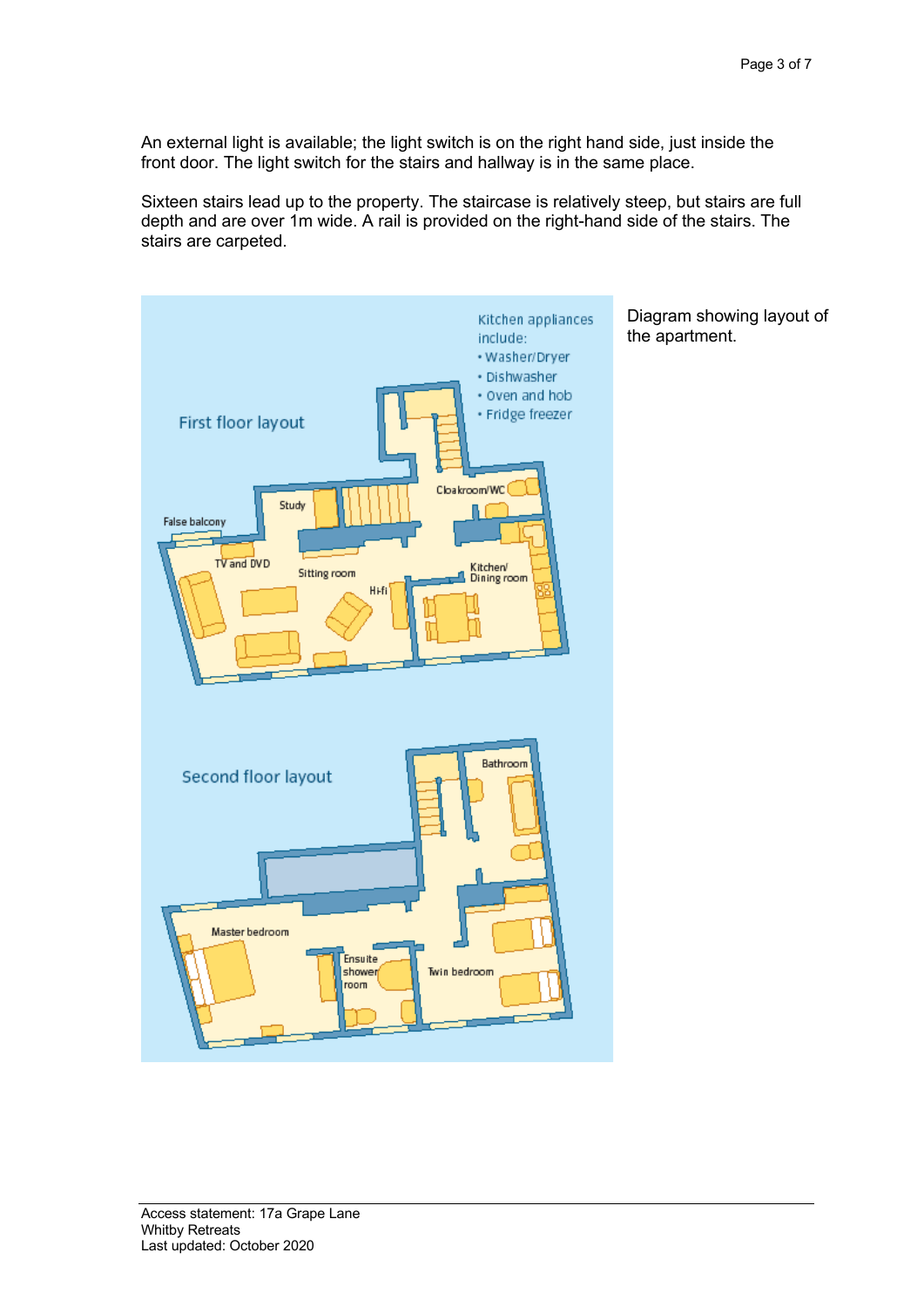An external light is available; the light switch is on the right hand side, just inside the front door. The light switch for the stairs and hallway is in the same place.

Sixteen stairs lead up to the property. The staircase is relatively steep, but stairs are full depth and are over 1m wide. A rail is provided on the right-hand side of the stairs. The stairs are carpeted.

First floor layout

Kitchen appliances include:
- Washer/Dryer
- Dishwasher
- Oven and hob
- Fridge freezer

Study

False balcony

TV and DVD

Sitting room

Hi-fi

Cloakroom/WC

Kitchen/ Dining room

Second floor layout

Bathroom

Master bedroom

Ensuite shower room

Twin bedroom

Diagram showing layout of the apartment.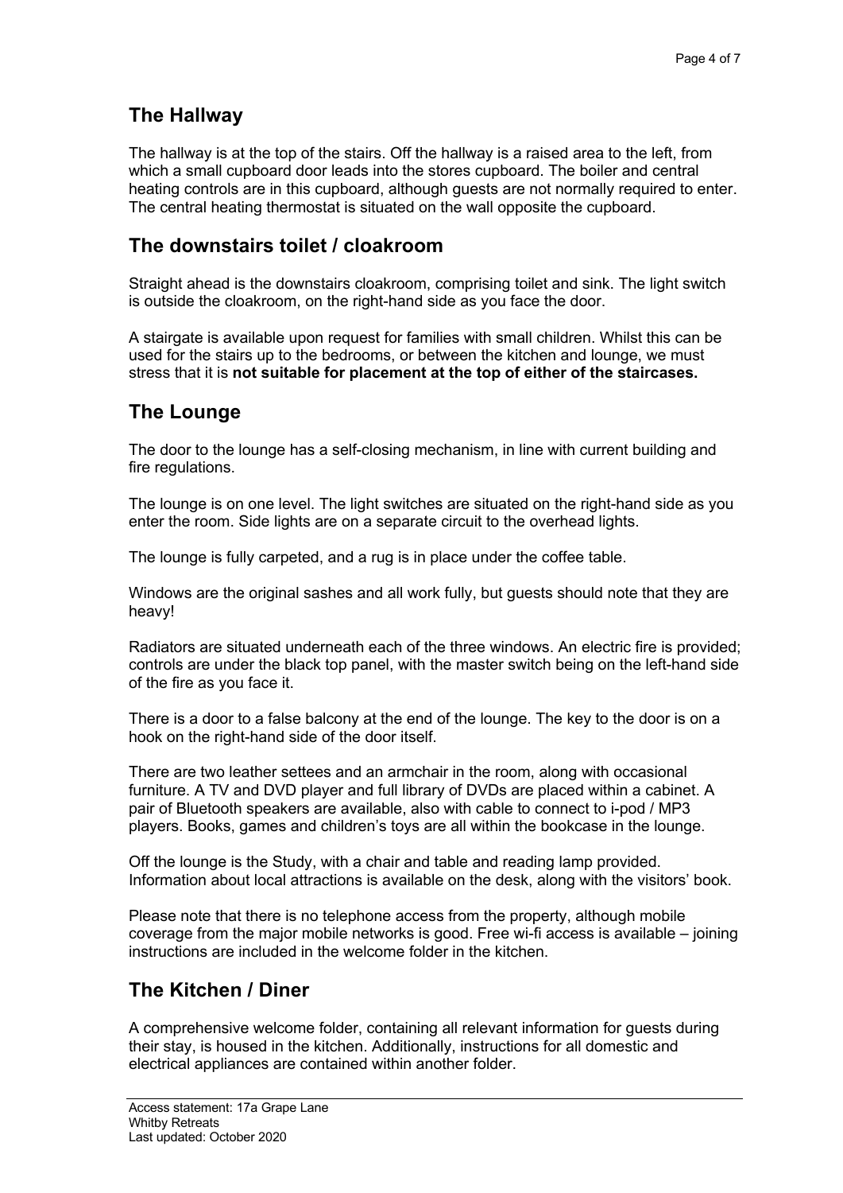## The Hallway

The hallway is at the top of the stairs. Off the hallway is a raised area to the left, from which a small cupboard door leads into the stores cupboard. The boiler and central heating controls are in this cupboard, although guests are not normally required to enter. The central heating thermostat is situated on the wall opposite the cupboard.

## The downstairs toilet / cloakroom

Straight ahead is the downstairs cloakroom, comprising toilet and sink. The light switch is outside the cloakroom, on the right-hand side as you face the door.

A stairgate is available upon request for families with small children. Whilst this can be used for the stairs up to the bedrooms, or between the kitchen and lounge, we must stress that it is **not suitable for placement at the top of either of the staircases.**

## The Lounge

The door to the lounge has a self-closing mechanism, in line with current building and fire regulations.

The lounge is on one level. The light switches are situated on the right-hand side as you enter the room. Side lights are on a separate circuit to the overhead lights.

The lounge is fully carpeted, and a rug is in place under the coffee table.

Windows are the original sashes and all work fully, but guests should note that they are heavy!

Radiators are situated underneath each of the three windows. An electric fire is provided; controls are under the black top panel, with the master switch being on the left-hand side of the fire as you face it.

There is a door to a false balcony at the end of the lounge. The key to the door is on a hook on the right-hand side of the door itself.

There are two leather settees and an armchair in the room, along with occasional furniture. A TV and DVD player and full library of DVDs are placed within a cabinet. A pair of Bluetooth speakers are available, also with cable to connect to i-pod / MP3 players. Books, games and children's toys are all within the bookcase in the lounge.

Off the lounge is the Study, with a chair and table and reading lamp provided. Information about local attractions is available on the desk, along with the visitors' book.

Please note that there is no telephone access from the property, although mobile coverage from the major mobile networks is good. Free wi-fi access is available – joining instructions are included in the welcome folder in the kitchen.

## The Kitchen / Diner

A comprehensive welcome folder, containing all relevant information for guests during their stay, is housed in the kitchen. Additionally, instructions for all domestic and electrical appliances are contained within another folder.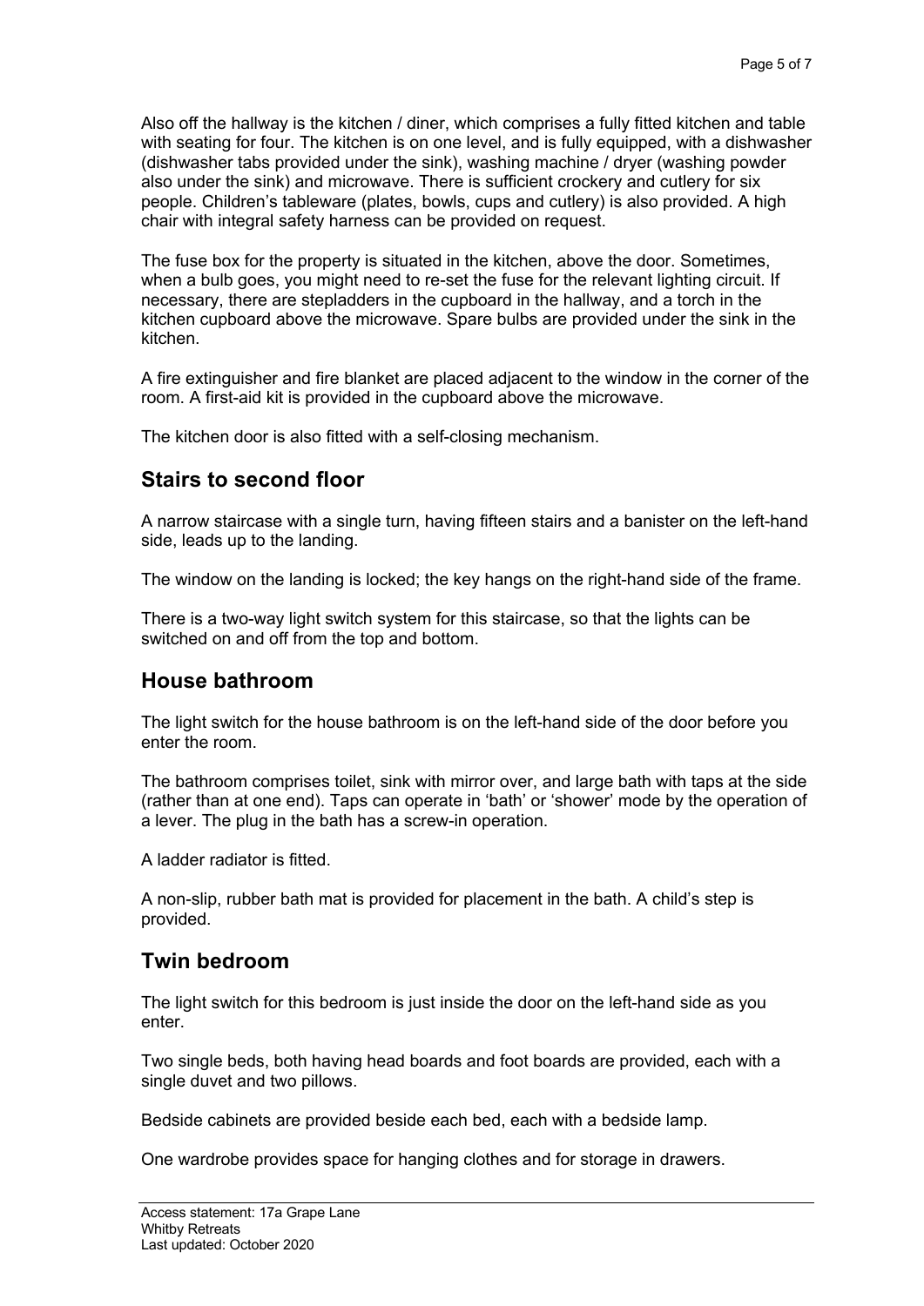Also off the hallway is the kitchen / diner, which comprises a fully fitted kitchen and table with seating for four. The kitchen is on one level, and is fully equipped, with a dishwasher (dishwasher tabs provided under the sink), washing machine / dryer (washing powder also under the sink) and microwave. There is sufficient crockery and cutlery for six people. Children's tableware (plates, bowls, cups and cutlery) is also provided. A high chair with integral safety harness can be provided on request.

The fuse box for the property is situated in the kitchen, above the door. Sometimes, when a bulb goes, you might need to re-set the fuse for the relevant lighting circuit. If necessary, there are stepladders in the cupboard in the hallway, and a torch in the kitchen cupboard above the microwave. Spare bulbs are provided under the sink in the kitchen.

A fire extinguisher and fire blanket are placed adjacent to the window in the corner of the room. A first-aid kit is provided in the cupboard above the microwave.

The kitchen door is also fitted with a self-closing mechanism.

## Stairs to second floor

A narrow staircase with a single turn, having fifteen stairs and a banister on the left-hand side, leads up to the landing.

The window on the landing is locked; the key hangs on the right-hand side of the frame.

There is a two-way light switch system for this staircase, so that the lights can be switched on and off from the top and bottom.

## House bathroom

The light switch for the house bathroom is on the left-hand side of the door before you enter the room.

The bathroom comprises toilet, sink with mirror over, and large bath with taps at the side (rather than at one end). Taps can operate in 'bath' or 'shower' mode by the operation of a lever. The plug in the bath has a screw-in operation.

A ladder radiator is fitted.

A non-slip, rubber bath mat is provided for placement in the bath. A child's step is provided.

## Twin bedroom

The light switch for this bedroom is just inside the door on the left-hand side as you enter.

Two single beds, both having head boards and foot boards are provided, each with a single duvet and two pillows.

Bedside cabinets are provided beside each bed, each with a bedside lamp.

One wardrobe provides space for hanging clothes and for storage in drawers.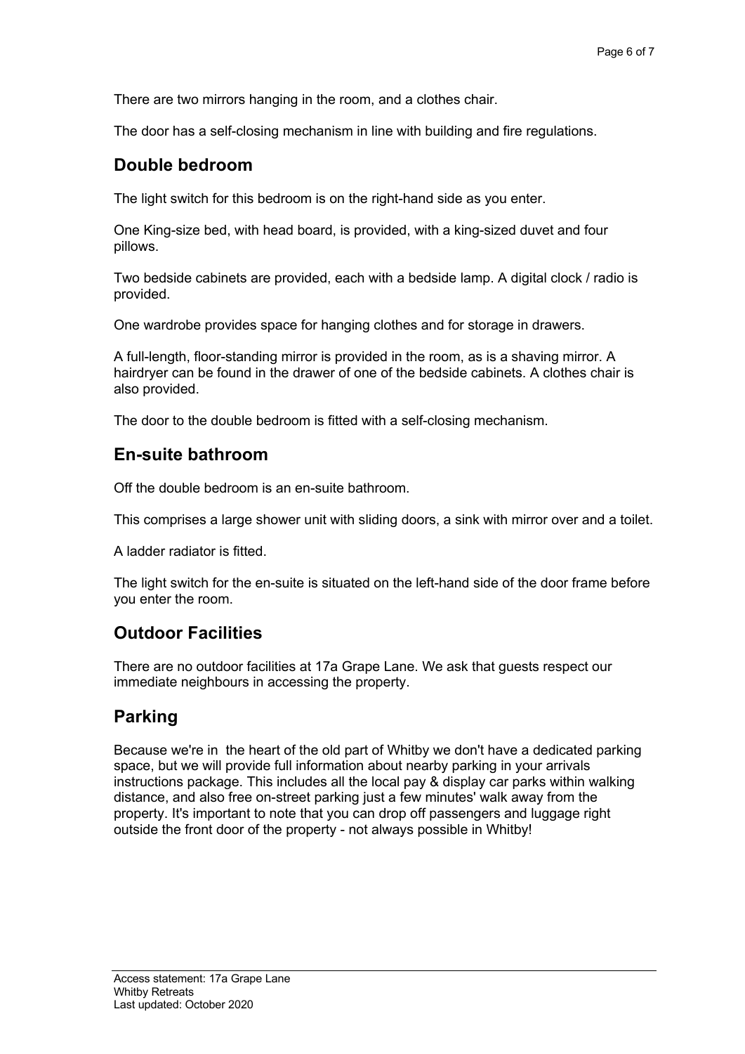There are two mirrors hanging in the room, and a clothes chair.

The door has a self-closing mechanism in line with building and fire regulations.

## Double bedroom

The light switch for this bedroom is on the right-hand side as you enter.

One King-size bed, with head board, is provided, with a king-sized duvet and four pillows.

Two bedside cabinets are provided, each with a bedside lamp. A digital clock / radio is provided.

One wardrobe provides space for hanging clothes and for storage in drawers.

A full-length, floor-standing mirror is provided in the room, as is a shaving mirror. A hairdryer can be found in the drawer of one of the bedside cabinets. A clothes chair is also provided.

The door to the double bedroom is fitted with a self-closing mechanism.

## En-suite bathroom

Off the double bedroom is an en-suite bathroom.

This comprises a large shower unit with sliding doors, a sink with mirror over and a toilet.

A ladder radiator is fitted.

The light switch for the en-suite is situated on the left-hand side of the door frame before you enter the room.

## Outdoor Facilities

There are no outdoor facilities at 17a Grape Lane. We ask that guests respect our immediate neighbours in accessing the property.

## Parking

Because we're in the heart of the old part of Whitby we don't have a dedicated parking space, but we will provide full information about nearby parking in your arrivals instructions package. This includes all the local pay & display car parks within walking distance, and also free on-street parking just a few minutes' walk away from the property. It's important to note that you can drop off passengers and luggage right outside the front door of the property - not always possible in Whitby!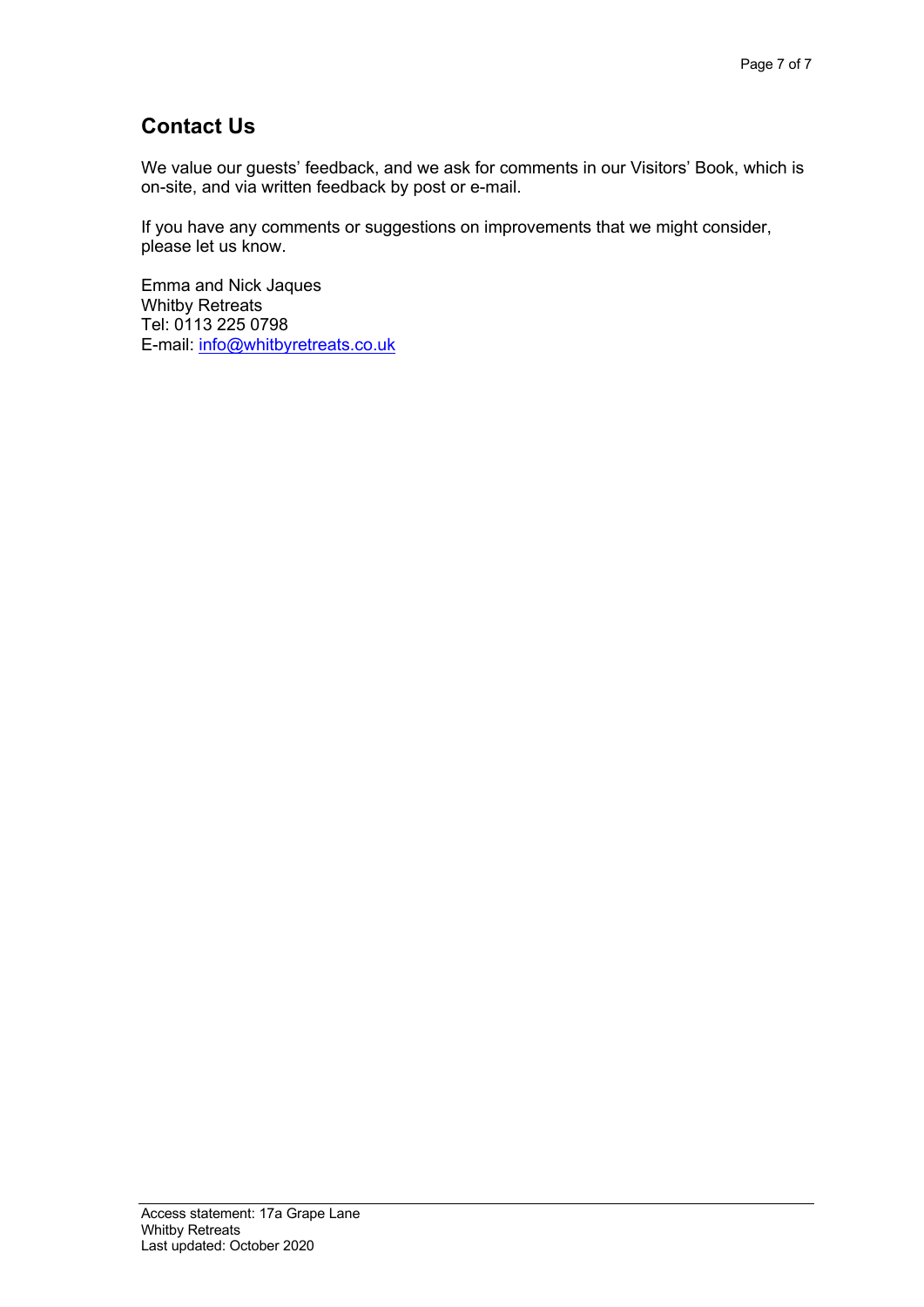## Contact Us

We value our guests' feedback, and we ask for comments in our Visitors' Book, which is on-site, and via written feedback by post or e-mail.

If you have any comments or suggestions on improvements that we might consider, please let us know.

Emma and Nick Jaques  
Whitby Retreats  
Tel: 0113 225 0798  
E-mail: info@whitbyretreats.co.uk